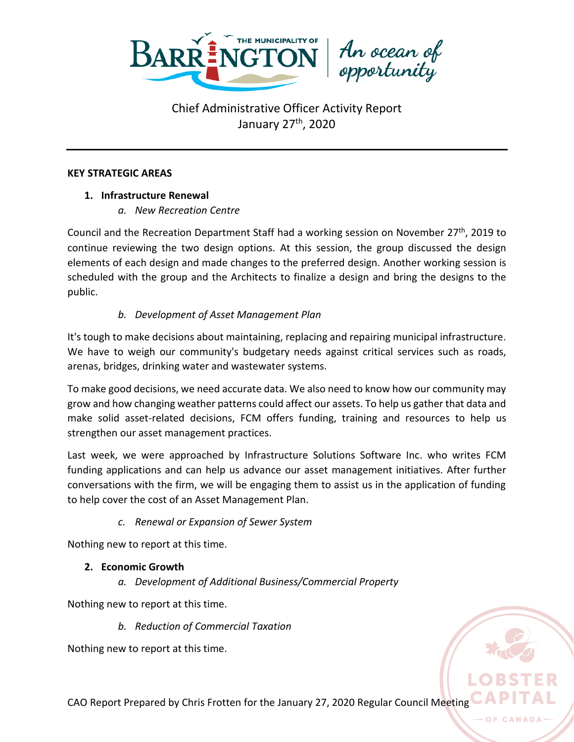# Chief Administrative Officer Activity Report
January 27th, 2020

---

**KEY STRATEGIC AREAS**

1. **Infrastructure Renewal**
   a. *New Recreation Centre*

Council and the Recreation Department Staff had a working session on November 27th, 2019 to continue reviewing the two design options. At this session, the group discussed the design elements of each design and made changes to the preferred design. Another working session is scheduled with the group and the Architects to finalize a design and bring the designs to the public.

   b. *Development of Asset Management Plan*

It's tough to make decisions about maintaining, replacing and repairing municipal infrastructure. We have to weigh our community's budgetary needs against critical services such as roads, arenas, bridges, drinking water and wastewater systems.

To make good decisions, we need accurate data. We also need to know how our community may grow and how changing weather patterns could affect our assets. To help us gather that data and make solid asset-related decisions, FCM offers funding, training and resources to help us strengthen our asset management practices.

Last week, we were approached by Infrastructure Solutions Software Inc. who writes FCM funding applications and can help us advance our asset management initiatives. After further conversations with the firm, we will be engaging them to assist us in the application of funding to help cover the cost of an Asset Management Plan.

   c. *Renewal or Expansion of Sewer System*

Nothing new to report at this time.

2. **Economic Growth**
   a. *Development of Additional Business/Commercial Property*

Nothing new to report at this time.

   b. *Reduction of Commercial Taxation*

Nothing new to report at this time.

CAO Report Prepared by Chris Frotten for the January 27, 2020 Regular Council Meeting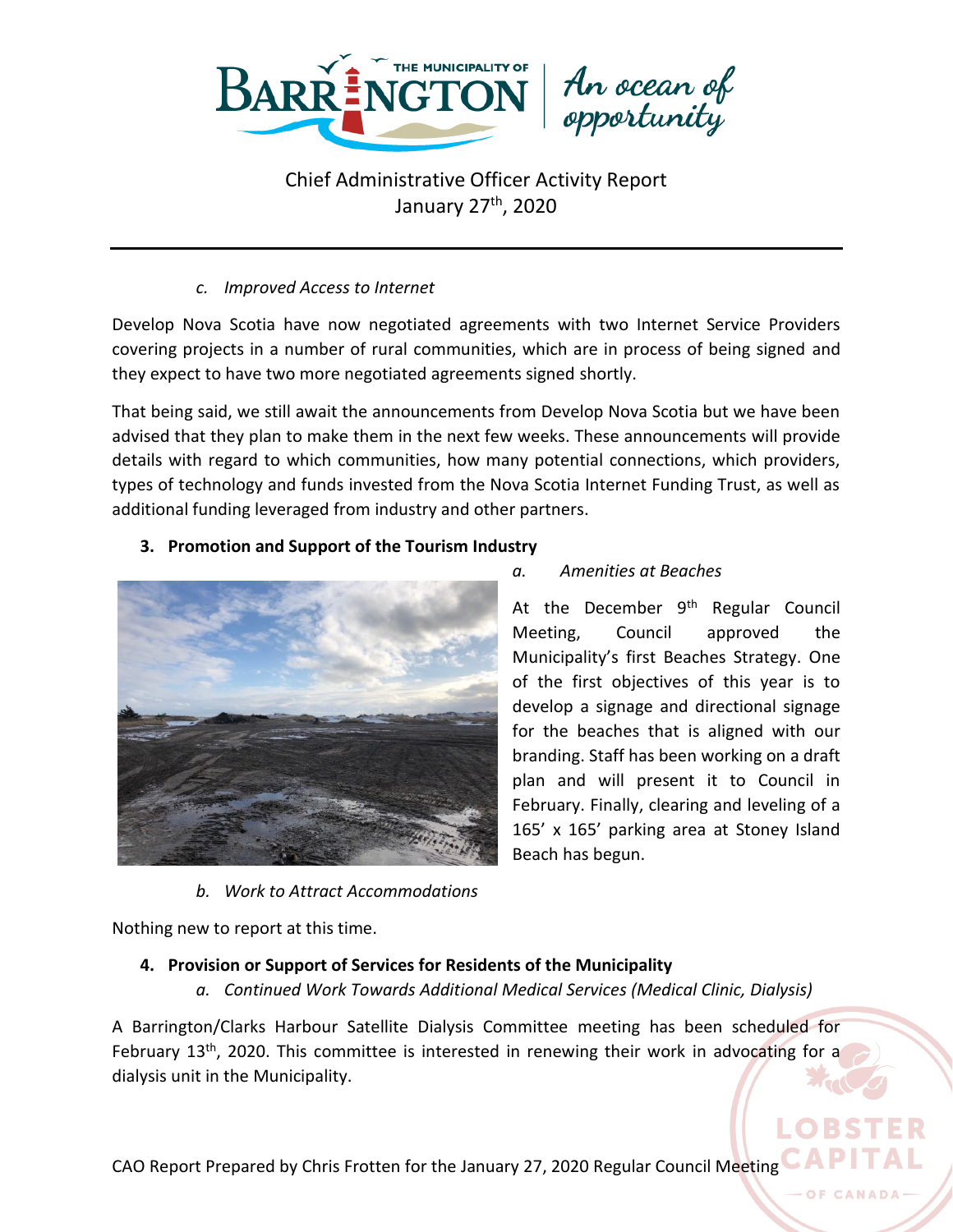*c. Improved Access to Internet*

Develop Nova Scotia have now negotiated agreements with two Internet Service Providers covering projects in a number of rural communities, which are in process of being signed and they expect to have two more negotiated agreements signed shortly.

That being said, we still await the announcements from Develop Nova Scotia but we have been advised that they plan to make them in the next few weeks. These announcements will provide details with regard to which communities, how many potential connections, which providers, types of technology and funds invested from the Nova Scotia Internet Funding Trust, as well as additional funding leveraged from industry and other partners.

**3. Promotion and Support of the Tourism Industry**

*a. Amenities at Beaches*

At the December 9th Regular Council Meeting, Council approved the Municipality's first Beaches Strategy. One of the first objectives of this year is to develop a signage and directional signage for the beaches that is aligned with our branding. Staff has been working on a draft plan and will present it to Council in February. Finally, clearing and leveling of a 165' x 165' parking area at Stoney Island Beach has begun.

*b. Work to Attract Accommodations*

Nothing new to report at this time.

**4. Provision or Support of Services for Residents of the Municipality**

*a. Continued Work Towards Additional Medical Services (Medical Clinic, Dialysis)*

A Barrington/Clarks Harbour Satellite Dialysis Committee meeting has been scheduled for February 13th, 2020. This committee is interested in renewing their work in advocating for a dialysis unit in the Municipality.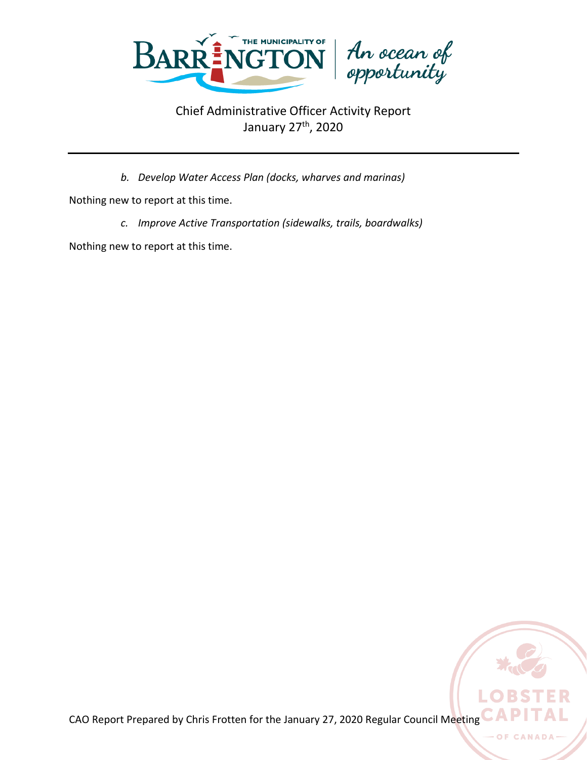*b. Develop Water Access Plan (docks, wharves and marinas)*

Nothing new to report at this time.

*c. Improve Active Transportation (sidewalks, trails, boardwalks)*

Nothing new to report at this time.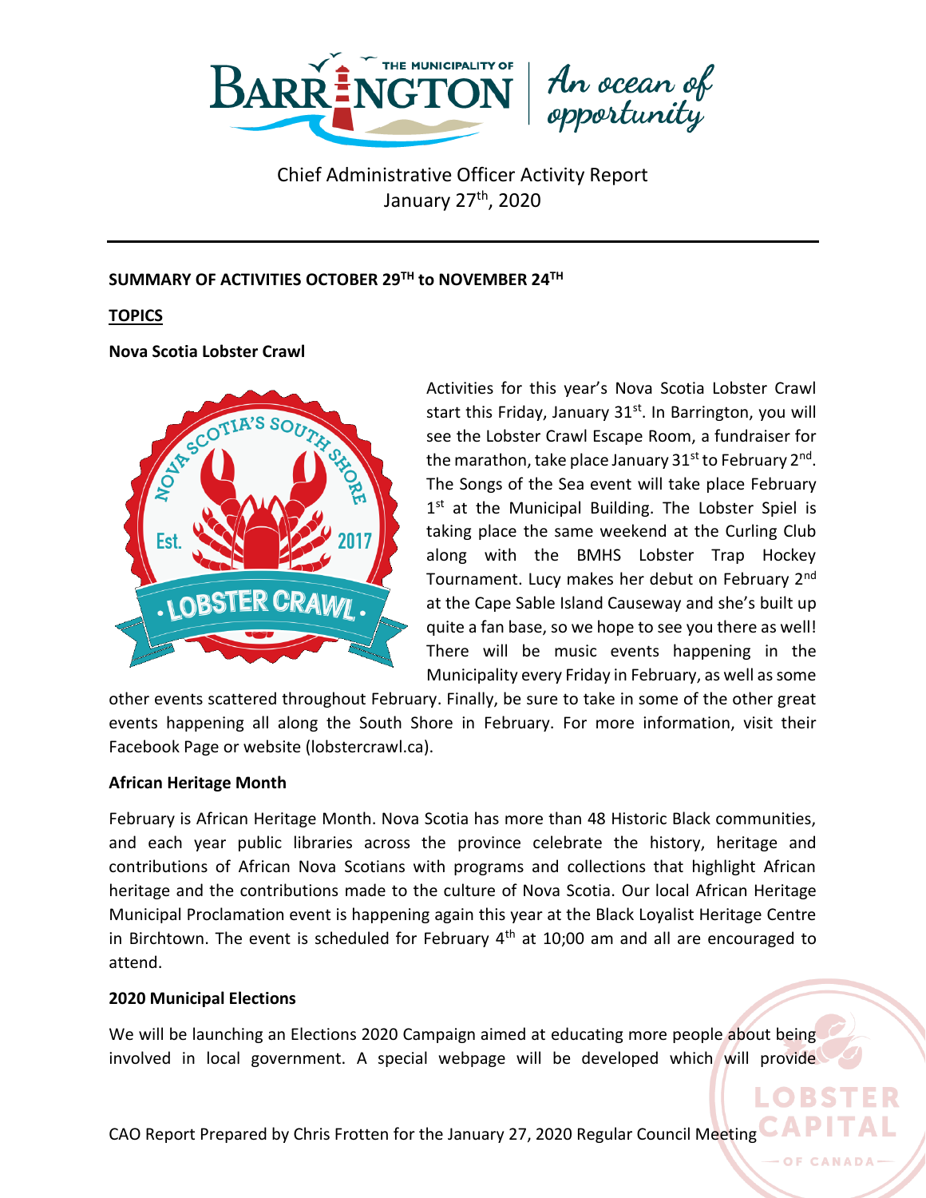Chief Administrative Officer Activity Report
January 27th, 2020

**SUMMARY OF ACTIVITIES OCTOBER 29TH to NOVEMBER 24TH**

**TOPICS**

**Nova Scotia Lobster Crawl**

Activities for this year's Nova Scotia Lobster Crawl start this Friday, January 31st. In Barrington, you will see the Lobster Crawl Escape Room, a fundraiser for the marathon, take place January 31st to February 2nd. The Songs of the Sea event will take place February 1st at the Municipal Building. The Lobster Spiel is taking place the same weekend at the Curling Club along with the BMHS Lobster Trap Hockey Tournament. Lucy makes her debut on February 2nd at the Cape Sable Island Causeway and she's built up quite a fan base, so we hope to see you there as well! There will be music events happening in the Municipality every Friday in February, as well as some other events scattered throughout February. Finally, be sure to take in some of the other great events happening all along the South Shore in February. For more information, visit their Facebook Page or website (lobstercrawl.ca).

**African Heritage Month**

February is African Heritage Month. Nova Scotia has more than 48 Historic Black communities, and each year public libraries across the province celebrate the history, heritage and contributions of African Nova Scotians with programs and collections that highlight African heritage and the contributions made to the culture of Nova Scotia. Our local African Heritage Municipal Proclamation event is happening again this year at the Black Loyalist Heritage Centre in Birchtown. The event is scheduled for February 4th at 10;00 am and all are encouraged to attend.

**2020 Municipal Elections**

We will be launching an Elections 2020 Campaign aimed at educating more people about being involved in local government. A special webpage will be developed which will provide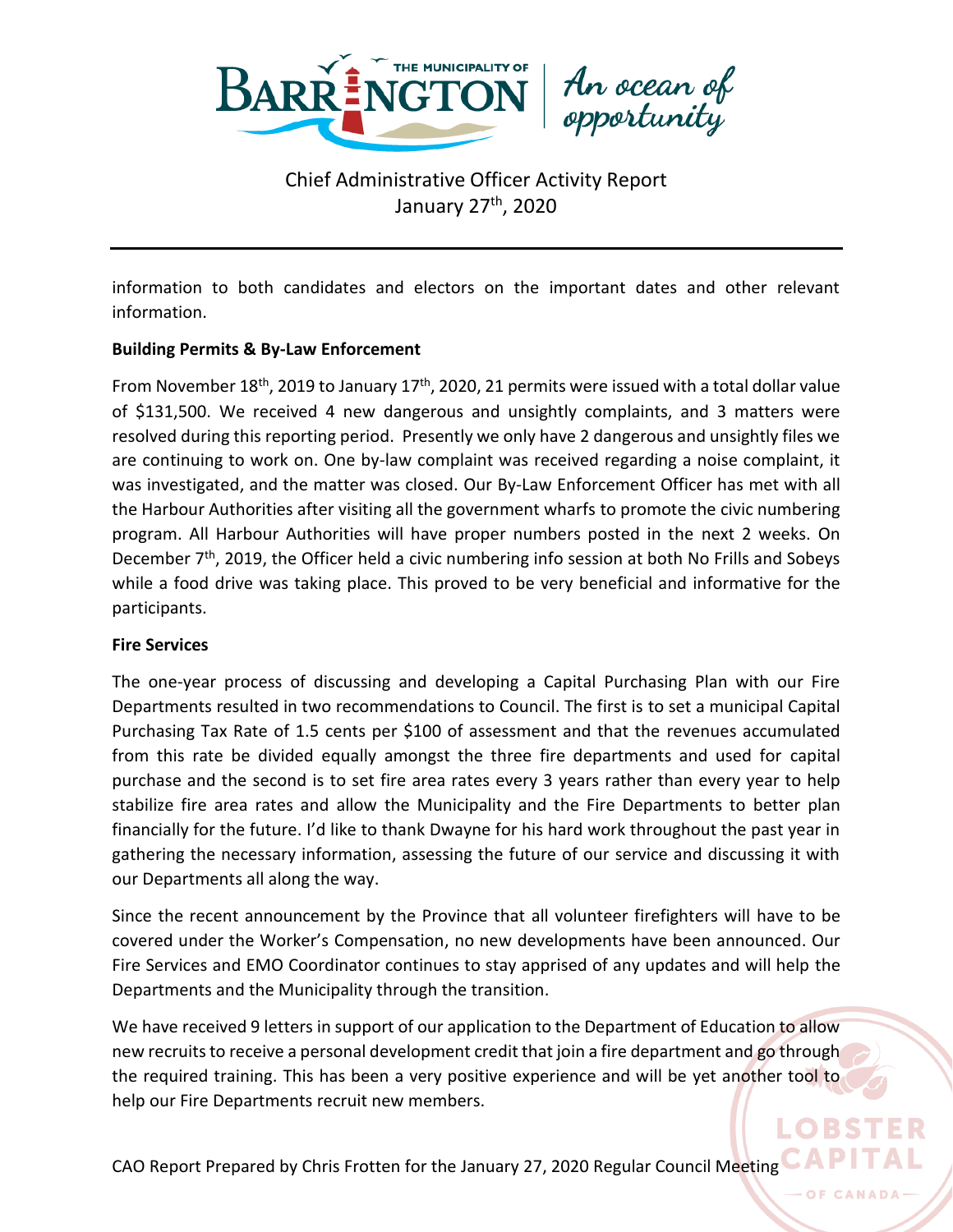information to both candidates and electors on the important dates and other relevant information.

**Building Permits & By-Law Enforcement**

From November 18th, 2019 to January 17th, 2020, 21 permits were issued with a total dollar value of $131,500. We received 4 new dangerous and unsightly complaints, and 3 matters were resolved during this reporting period. Presently we only have 2 dangerous and unsightly files we are continuing to work on. One by-law complaint was received regarding a noise complaint, it was investigated, and the matter was closed. Our By-Law Enforcement Officer has met with all the Harbour Authorities after visiting all the government wharfs to promote the civic numbering program. All Harbour Authorities will have proper numbers posted in the next 2 weeks. On December 7th, 2019, the Officer held a civic numbering info session at both No Frills and Sobeys while a food drive was taking place. This proved to be very beneficial and informative for the participants.

**Fire Services**

The one-year process of discussing and developing a Capital Purchasing Plan with our Fire Departments resulted in two recommendations to Council. The first is to set a municipal Capital Purchasing Tax Rate of 1.5 cents per $100 of assessment and that the revenues accumulated from this rate be divided equally amongst the three fire departments and used for capital purchase and the second is to set fire area rates every 3 years rather than every year to help stabilize fire area rates and allow the Municipality and the Fire Departments to better plan financially for the future. I'd like to thank Dwayne for his hard work throughout the past year in gathering the necessary information, assessing the future of our service and discussing it with our Departments all along the way.

Since the recent announcement by the Province that all volunteer firefighters will have to be covered under the Worker's Compensation, no new developments have been announced. Our Fire Services and EMO Coordinator continues to stay apprised of any updates and will help the Departments and the Municipality through the transition.

We have received 9 letters in support of our application to the Department of Education to allow new recruits to receive a personal development credit that join a fire department and go through the required training. This has been a very positive experience and will be yet another tool to help our Fire Departments recruit new members.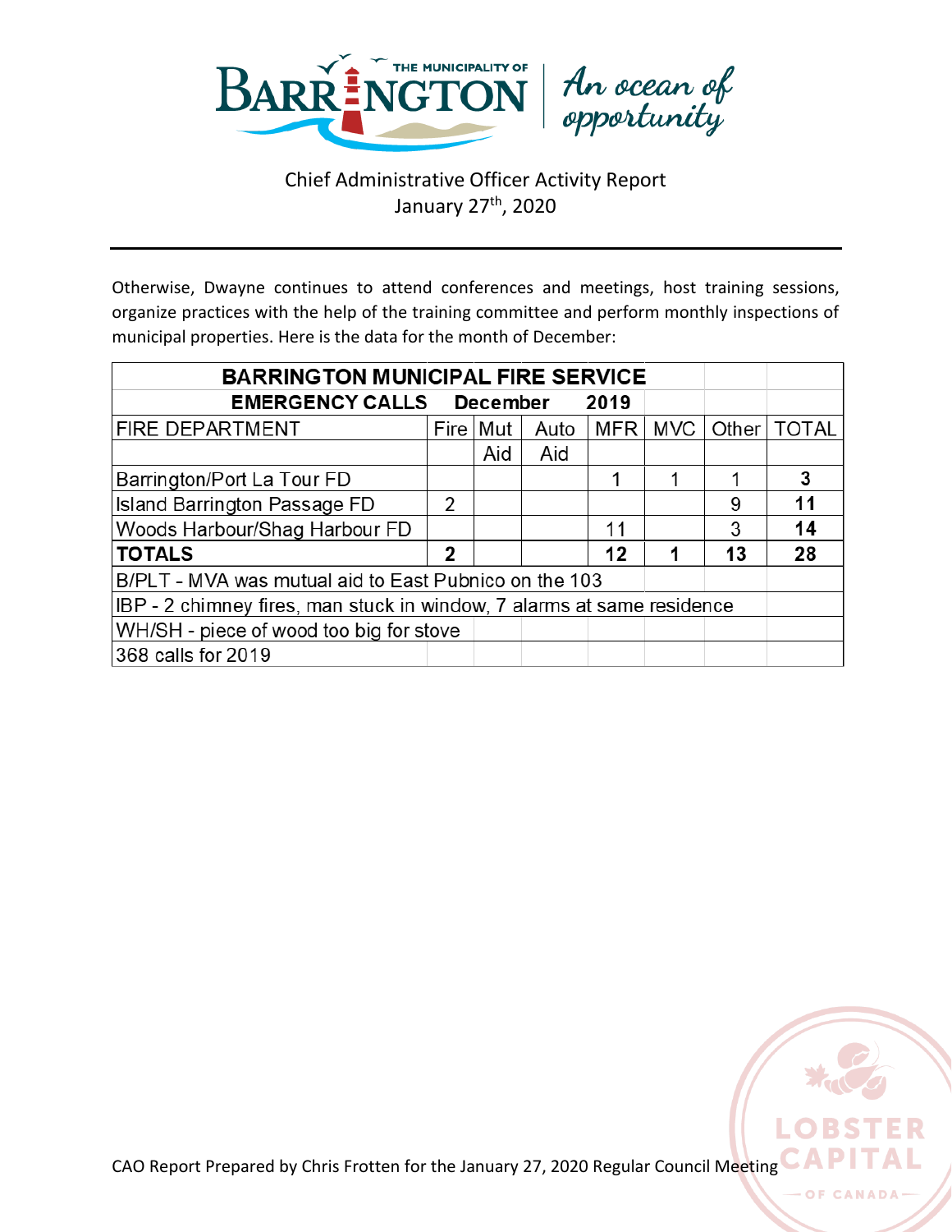Chief Administrative Officer Activity Report
January 27th, 2020

Otherwise, Dwayne continues to attend conferences and meetings, host training sessions, organize practices with the help of the training committee and perform monthly inspections of municipal properties. Here is the data for the month of December:

| BARRINGTON MUNICIPAL FIRE SERVICE | | | | | | | |
|---|---|---|---|---|---|---|---|
| **EMERGENCY CALLS December 2019** | | | | | | | |
| FIRE DEPARTMENT | Fire | Mut Aid | Auto Aid | MFR | MVC | Other | TOTAL |
| Barrington/Port La Tour FD | | | | 1 | 1 | 1 | **3** |
| Island Barrington Passage FD | 2 | | | | | 9 | **11** |
| Woods Harbour/Shag Harbour FD | | | | 11 | | 3 | **14** |
| **TOTALS** | **2** | | | **12** | **1** | **13** | **28** |
| B/PLT - MVA was mutual aid to East Pubnico on the 103 | | | | | | | |
| IBP - 2 chimney fires, man stuck in window, 7 alarms at same residence | | | | | | | |
| WH/SH - piece of wood too big for stove | | | | | | | |
| 368 calls for 2019 | | | | | | | |

CAO Report Prepared by Chris Frotten for the January 27, 2020 Regular Council Meeting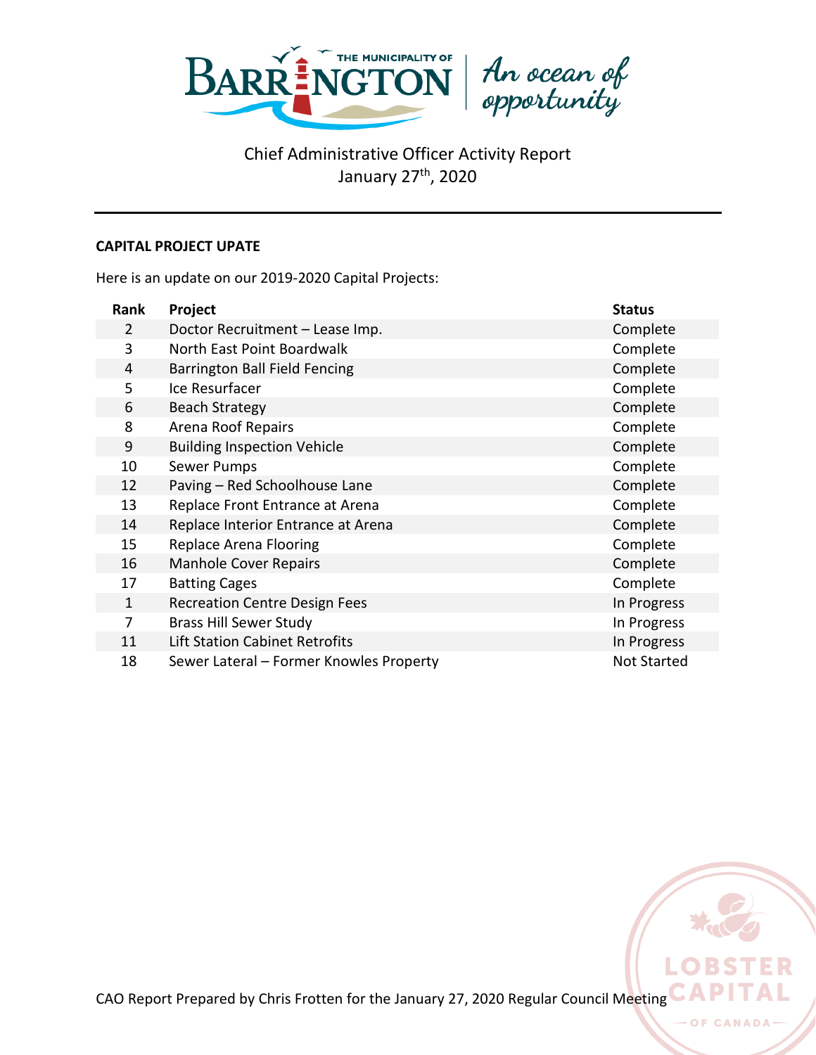Chief Administrative Officer Activity Report
January 27th, 2020

---

**CAPITAL PROJECT UPATE**

Here is an update on our 2019-2020 Capital Projects:

| Rank | Project | Status |
| --- | --- | --- |
| 2 | Doctor Recruitment – Lease Imp. | Complete |
| 3 | North East Point Boardwalk | Complete |
| 4 | Barrington Ball Field Fencing | Complete |
| 5 | Ice Resurfacer | Complete |
| 6 | Beach Strategy | Complete |
| 8 | Arena Roof Repairs | Complete |
| 9 | Building Inspection Vehicle | Complete |
| 10 | Sewer Pumps | Complete |
| 12 | Paving – Red Schoolhouse Lane | Complete |
| 13 | Replace Front Entrance at Arena | Complete |
| 14 | Replace Interior Entrance at Arena | Complete |
| 15 | Replace Arena Flooring | Complete |
| 16 | Manhole Cover Repairs | Complete |
| 17 | Batting Cages | Complete |
| 1 | Recreation Centre Design Fees | In Progress |
| 7 | Brass Hill Sewer Study | In Progress |
| 11 | Lift Station Cabinet Retrofits | In Progress |
| 18 | Sewer Lateral – Former Knowles Property | Not Started |

CAO Report Prepared by Chris Frotten for the January 27, 2020 Regular Council Meeting